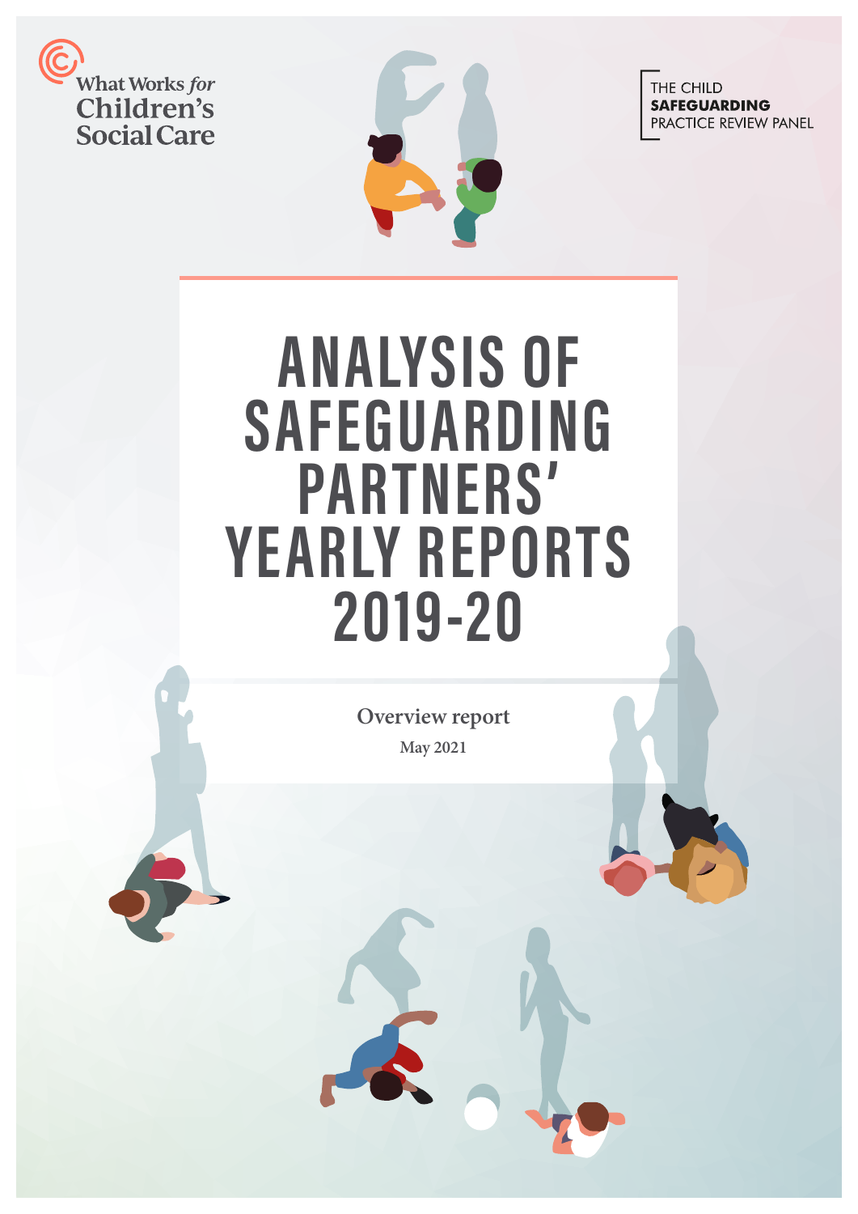What Works for Children's Social Care

THE CHILD SAFEGUARDING PRACTICE REVIEW PANEL

# ANALYSIS OF SAFEGUARDING PARTNERS' YEARLY REPORTS 2019-20

Overview report

May 2021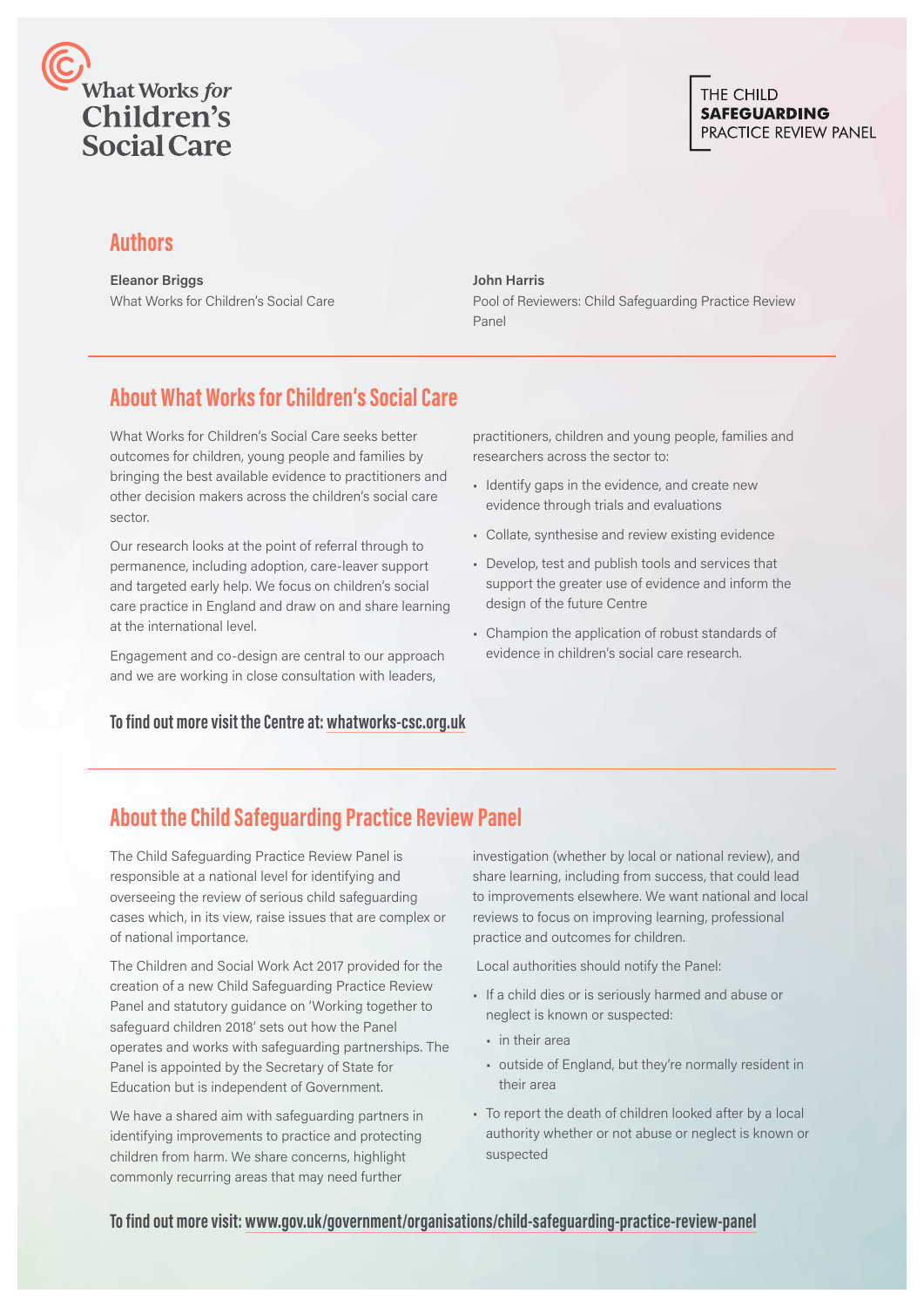What Works *for* Children's Social Care

THE CHILD **SAFEGUARDING** PRACTICE REVIEW PANEL

## Authors

**Eleanor Briggs**
What Works for Children's Social Care

**John Harris**
Pool of Reviewers: Child Safeguarding Practice Review Panel

## About What Works for Children's Social Care

What Works for Children's Social Care seeks better outcomes for children, young people and families by bringing the best available evidence to practitioners and other decision makers across the children's social care sector.

Our research looks at the point of referral through to permanence, including adoption, care-leaver support and targeted early help. We focus on children's social care practice in England and draw on and share learning at the international level.

Engagement and co-design are central to our approach and we are working in close consultation with leaders, practitioners, children and young people, families and researchers across the sector to:

- Identify gaps in the evidence, and create new evidence through trials and evaluations
- Collate, synthesise and review existing evidence
- Develop, test and publish tools and services that support the greater use of evidence and inform the design of the future Centre
- Champion the application of robust standards of evidence in children's social care research.

**To find out more visit the Centre at: whatworks-csc.org.uk**

## About the Child Safeguarding Practice Review Panel

The Child Safeguarding Practice Review Panel is responsible at a national level for identifying and overseeing the review of serious child safeguarding cases which, in its view, raise issues that are complex or of national importance.

The Children and Social Work Act 2017 provided for the creation of a new Child Safeguarding Practice Review Panel and statutory guidance on 'Working together to safeguard children 2018' sets out how the Panel operates and works with safeguarding partnerships. The Panel is appointed by the Secretary of State for Education but is independent of Government.

We have a shared aim with safeguarding partners in identifying improvements to practice and protecting children from harm. We share concerns, highlight commonly recurring areas that may need further investigation (whether by local or national review), and share learning, including from success, that could lead to improvements elsewhere. We want national and local reviews to focus on improving learning, professional practice and outcomes for children.

Local authorities should notify the Panel:

- If a child dies or is seriously harmed and abuse or neglect is known or suspected:
  - in their area
  - outside of England, but they're normally resident in their area
- To report the death of children looked after by a local authority whether or not abuse or neglect is known or suspected

**To find out more visit: www.gov.uk/government/organisations/child-safeguarding-practice-review-panel**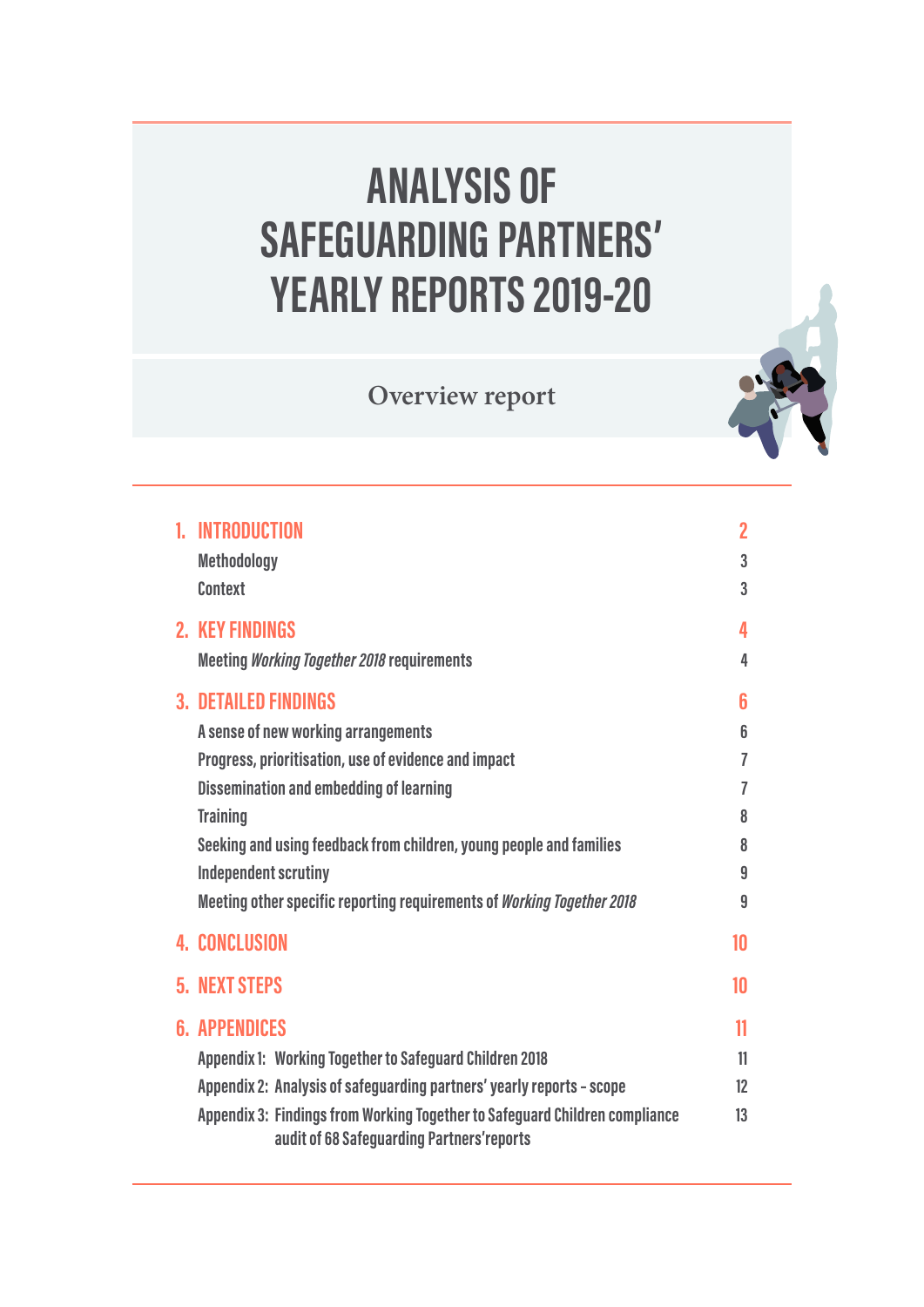# ANALYSIS OF SAFEGUARDING PARTNERS' YEARLY REPORTS 2019-20

## Overview report

| | |
|---|---|
| **1. INTRODUCTION** | **2** |
| Methodology | 3 |
| Context | 3 |
| **2. KEY FINDINGS** | **4** |
| Meeting *Working Together 2018* requirements | 4 |
| **3. DETAILED FINDINGS** | **6** |
| A sense of new working arrangements | 6 |
| Progress, prioritisation, use of evidence and impact | 7 |
| Dissemination and embedding of learning | 7 |
| Training | 8 |
| Seeking and using feedback from children, young people and families | 8 |
| Independent scrutiny | 9 |
| Meeting other specific reporting requirements of *Working Together 2018* | 9 |
| **4. CONCLUSION** | **10** |
| **5. NEXT STEPS** | **10** |
| **6. APPENDICES** | **11** |
| Appendix 1: Working Together to Safeguard Children 2018 | 11 |
| Appendix 2: Analysis of safeguarding partners' yearly reports - scope | 12 |
| Appendix 3: Findings from Working Together to Safeguard Children compliance audit of 68 Safeguarding Partners' reports | 13 |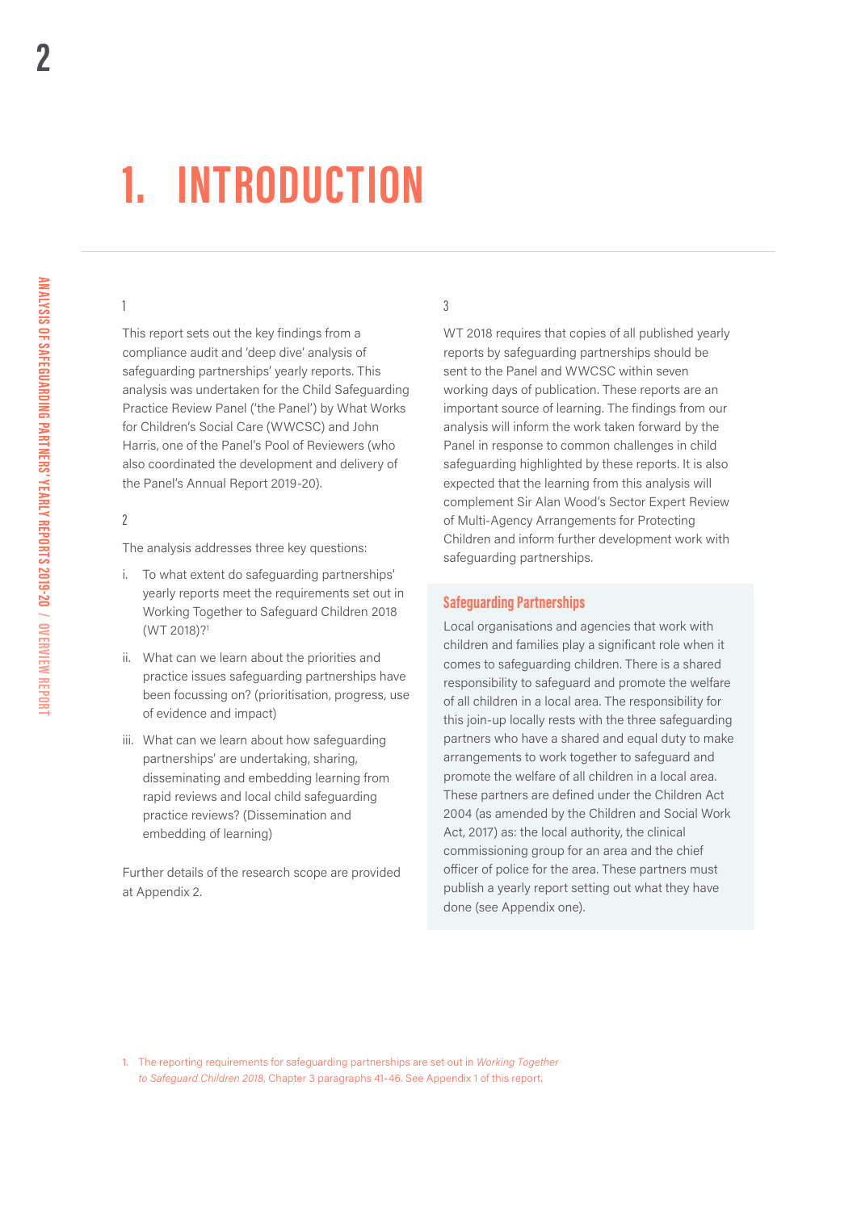// 1. INTRODUCTION

1

This report sets out the key findings from a compliance audit and 'deep dive' analysis of safeguarding partnerships' yearly reports. This analysis was undertaken for the Child Safeguarding Practice Review Panel ('the Panel') by What Works for Children's Social Care (WWCSC) and John Harris, one of the Panel's Pool of Reviewers (who also coordinated the development and delivery of the Panel's Annual Report 2019-20).

2

The analysis addresses three key questions:

i. To what extent do safeguarding partnerships' yearly reports meet the requirements set out in Working Together to Safeguard Children 2018 (WT 2018)?[1]

ii. What can we learn about the priorities and practice issues safeguarding partnerships have been focussing on? (prioritisation, progress, use of evidence and impact)

iii. What can we learn about how safeguarding partnerships' are undertaking, sharing, disseminating and embedding learning from rapid reviews and local child safeguarding practice reviews? (Dissemination and embedding of learning)

Further details of the research scope are provided at Appendix 2.

3

WT 2018 requires that copies of all published yearly reports by safeguarding partnerships should be sent to the Panel and WWCSC within seven working days of publication. These reports are an important source of learning. The findings from our analysis will inform the work taken forward by the Panel in response to common challenges in child safeguarding highlighted by these reports. It is also expected that the learning from this analysis will complement Sir Alan Wood's Sector Expert Review of Multi-Agency Arrangements for Protecting Children and inform further development work with safeguarding partnerships.

### Safeguarding Partnerships

Local organisations and agencies that work with children and families play a significant role when it comes to safeguarding children. There is a shared responsibility to safeguard and promote the welfare of all children in a local area. The responsibility for this join-up locally rests with the three safeguarding partners who have a shared and equal duty to make arrangements to work together to safeguard and promote the welfare of all children in a local area. These partners are defined under the Children Act 2004 (as amended by the Children and Social Work Act, 2017) as: the local authority, the clinical commissioning group for an area and the chief officer of police for the area. These partners must publish a yearly report setting out what they have done (see Appendix one).

1. The reporting requirements for safeguarding partnerships are set out in *Working Together to Safeguard Children 2018*, Chapter 3 paragraphs 41-46. See Appendix 1 of this report.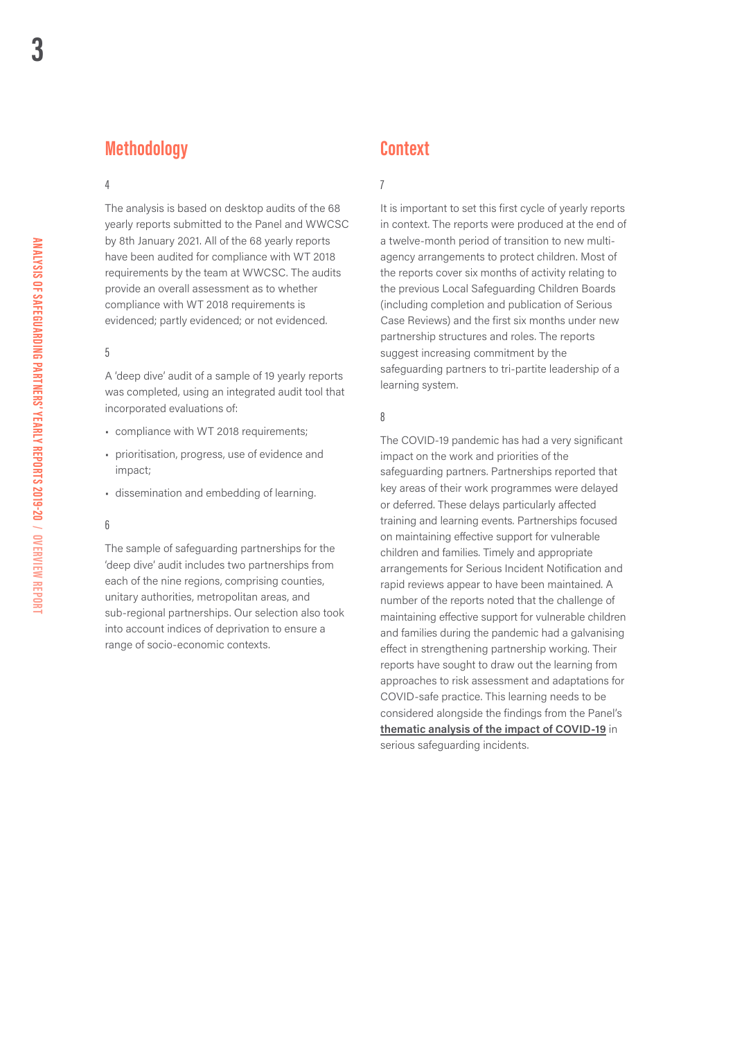## Methodology

4

The analysis is based on desktop audits of the 68 yearly reports submitted to the Panel and WWCSC by 8th January 2021. All of the 68 yearly reports have been audited for compliance with WT 2018 requirements by the team at WWCSC. The audits provide an overall assessment as to whether compliance with WT 2018 requirements is evidenced; partly evidenced; or not evidenced.

5

A 'deep dive' audit of a sample of 19 yearly reports was completed, using an integrated audit tool that incorporated evaluations of:

- compliance with WT 2018 requirements;
- prioritisation, progress, use of evidence and impact;
- dissemination and embedding of learning.

6

The sample of safeguarding partnerships for the 'deep dive' audit includes two partnerships from each of the nine regions, comprising counties, unitary authorities, metropolitan areas, and sub-regional partnerships. Our selection also took into account indices of deprivation to ensure a range of socio-economic contexts.

## Context

7

It is important to set this first cycle of yearly reports in context. The reports were produced at the end of a twelve-month period of transition to new multi-agency arrangements to protect children. Most of the reports cover six months of activity relating to the previous Local Safeguarding Children Boards (including completion and publication of Serious Case Reviews) and the first six months under new partnership structures and roles. The reports suggest increasing commitment by the safeguarding partners to tri-partite leadership of a learning system.

8

The COVID-19 pandemic has had a very significant impact on the work and priorities of the safeguarding partners. Partnerships reported that key areas of their work programmes were delayed or deferred. These delays particularly affected training and learning events. Partnerships focused on maintaining effective support for vulnerable children and families. Timely and appropriate arrangements for Serious Incident Notification and rapid reviews appear to have been maintained. A number of the reports noted that the challenge of maintaining effective support for vulnerable children and families during the pandemic had a galvanising effect in strengthening partnership working. Their reports have sought to draw out the learning from approaches to risk assessment and adaptations for COVID-safe practice. This learning needs to be considered alongside the findings from the Panel's **thematic analysis of the impact of COVID-19** in serious safeguarding incidents.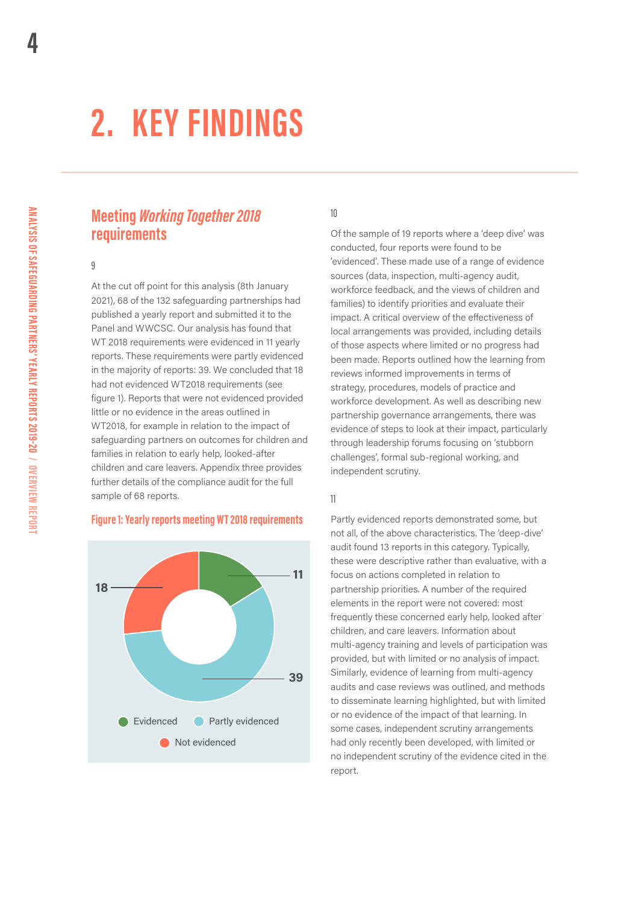# 2. KEY FINDINGS

## Meeting *Working Together 2018* requirements

9

At the cut off point for this analysis (8th January 2021), 68 of the 132 safeguarding partnerships had published a yearly report and submitted it to the Panel and WWCSC. Our analysis has found that WT 2018 requirements were evidenced in 11 yearly reports. These requirements were partly evidenced in the majority of reports: 39. We concluded that 18 had not evidenced WT2018 requirements (see figure 1). Reports that were not evidenced provided little or no evidence in the areas outlined in WT2018, for example in relation to the impact of safeguarding partners on outcomes for children and families in relation to early help, looked-after children and care leavers. Appendix three provides further details of the compliance audit for the full sample of 68 reports.

**Figure 1: Yearly reports meeting WT 2018 requirements**

| Category | Number of reports |
|---|---|
| Evidenced | 11 |
| Partly evidenced | 39 |
| Not evidenced | 18 |

10

Of the sample of 19 reports where a 'deep dive' was conducted, four reports were found to be 'evidenced'. These made use of a range of evidence sources (data, inspection, multi-agency audit, workforce feedback, and the views of children and families) to identify priorities and evaluate their impact. A critical overview of the effectiveness of local arrangements was provided, including details of those aspects where limited or no progress had been made. Reports outlined how the learning from reviews informed improvements in terms of strategy, procedures, models of practice and workforce development. As well as describing new partnership governance arrangements, there was evidence of steps to look at their impact, particularly through leadership forums focusing on 'stubborn challenges', formal sub-regional working, and independent scrutiny.

11

Partly evidenced reports demonstrated some, but not all, of the above characteristics. The 'deep-dive' audit found 13 reports in this category. Typically, these were descriptive rather than evaluative, with a focus on actions completed in relation to partnership priorities. A number of the required elements in the report were not covered: most frequently these concerned early help, looked after children, and care leavers. Information about multi-agency training and levels of participation was provided, but with limited or no analysis of impact. Similarly, evidence of learning from multi-agency audits and case reviews was outlined, and methods to disseminate learning highlighted, but with limited or no evidence of the impact of that learning. In some cases, independent scrutiny arrangements had only recently been developed, with limited or no independent scrutiny of the evidence cited in the report.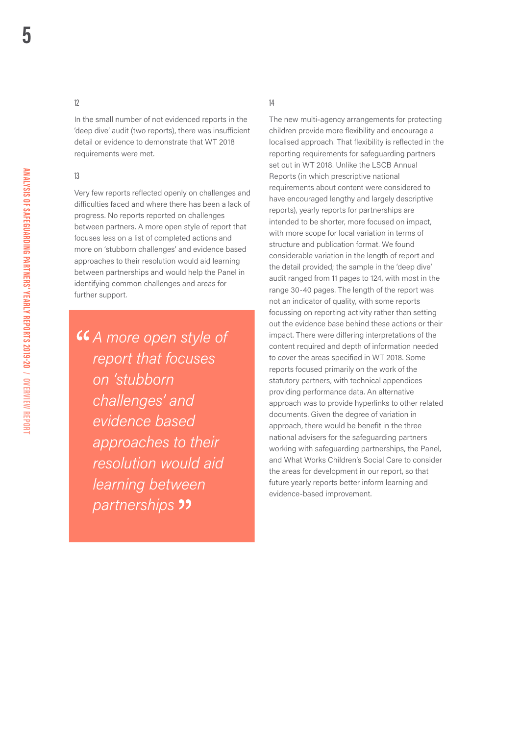12

In the small number of not evidenced reports in the 'deep dive' audit (two reports), there was insufficient detail or evidence to demonstrate that WT 2018 requirements were met.

13

Very few reports reflected openly on challenges and difficulties faced and where there has been a lack of progress. No reports reported on challenges between partners. A more open style of report that focuses less on a list of completed actions and more on 'stubborn challenges' and evidence based approaches to their resolution would aid learning between partnerships and would help the Panel in identifying common challenges and areas for further support.

> *"A more open style of report that focuses on 'stubborn challenges' and evidence based approaches to their resolution would aid learning between partnerships"*

14

The new multi-agency arrangements for protecting children provide more flexibility and encourage a localised approach. That flexibility is reflected in the reporting requirements for safeguarding partners set out in WT 2018. Unlike the LSCB Annual Reports (in which prescriptive national requirements about content were considered to have encouraged lengthy and largely descriptive reports), yearly reports for partnerships are intended to be shorter, more focused on impact, with more scope for local variation in terms of structure and publication format. We found considerable variation in the length of report and the detail provided; the sample in the 'deep dive' audit ranged from 11 pages to 124, with most in the range 30-40 pages. The length of the report was not an indicator of quality, with some reports focussing on reporting activity rather than setting out the evidence base behind these actions or their impact. There were differing interpretations of the content required and depth of information needed to cover the areas specified in WT 2018. Some reports focused primarily on the work of the statutory partners, with technical appendices providing performance data. An alternative approach was to provide hyperlinks to other related documents. Given the degree of variation in approach, there would be benefit in the three national advisers for the safeguarding partners working with safeguarding partnerships, the Panel, and What Works Children's Social Care to consider the areas for development in our report, so that future yearly reports better inform learning and evidence-based improvement.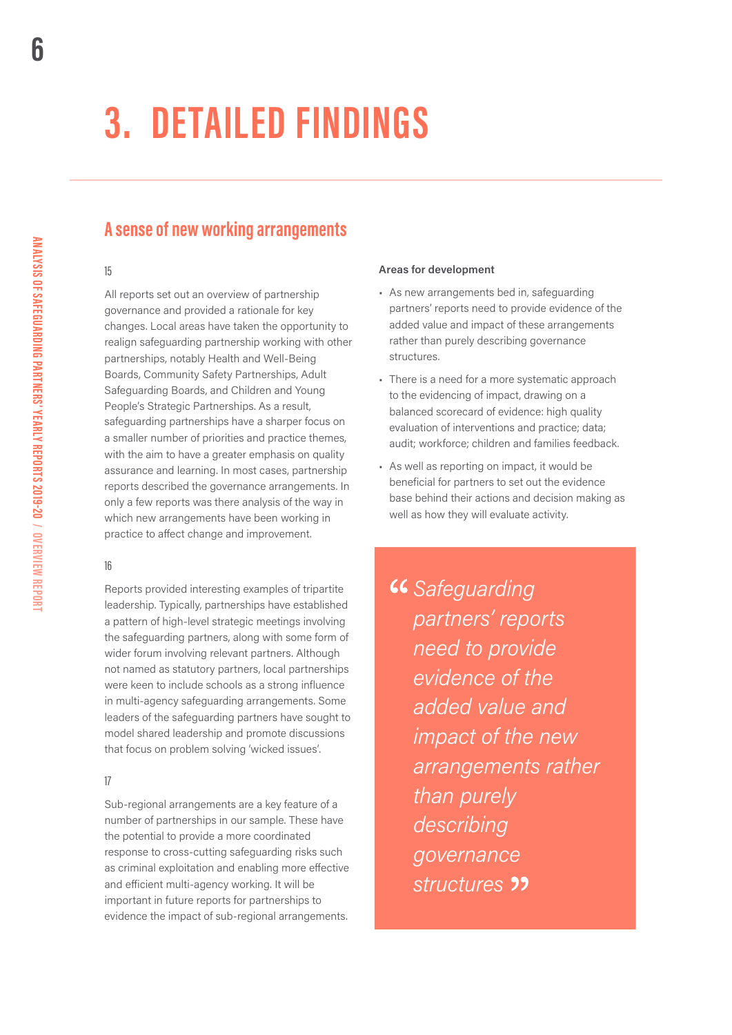# 3. DETAILED FINDINGS

## A sense of new working arrangements

15

All reports set out an overview of partnership governance and provided a rationale for key changes. Local areas have taken the opportunity to realign safeguarding partnership working with other partnerships, notably Health and Well-Being Boards, Community Safety Partnerships, Adult Safeguarding Boards, and Children and Young People's Strategic Partnerships. As a result, safeguarding partnerships have a sharper focus on a smaller number of priorities and practice themes, with the aim to have a greater emphasis on quality assurance and learning. In most cases, partnership reports described the governance arrangements. In only a few reports was there analysis of the way in which new arrangements have been working in practice to affect change and improvement.

16

Reports provided interesting examples of tripartite leadership. Typically, partnerships have established a pattern of high-level strategic meetings involving the safeguarding partners, along with some form of wider forum involving relevant partners. Although not named as statutory partners, local partnerships were keen to include schools as a strong influence in multi-agency safeguarding arrangements. Some leaders of the safeguarding partners have sought to model shared leadership and promote discussions that focus on problem solving 'wicked issues'.

17

Sub-regional arrangements are a key feature of a number of partnerships in our sample. These have the potential to provide a more coordinated response to cross-cutting safeguarding risks such as criminal exploitation and enabling more effective and efficient multi-agency working. It will be important in future reports for partnerships to evidence the impact of sub-regional arrangements.

**Areas for development**

- As new arrangements bed in, safeguarding partners' reports need to provide evidence of the added value and impact of these arrangements rather than purely describing governance structures.
- There is a need for a more systematic approach to the evidencing of impact, drawing on a balanced scorecard of evidence: high quality evaluation of interventions and practice; data; audit; workforce; children and families feedback.
- As well as reporting on impact, it would be beneficial for partners to set out the evidence base behind their actions and decision making as well as how they will evaluate activity.

> *"Safeguarding partners' reports need to provide evidence of the added value and impact of the new arrangements rather than purely describing governance structures"*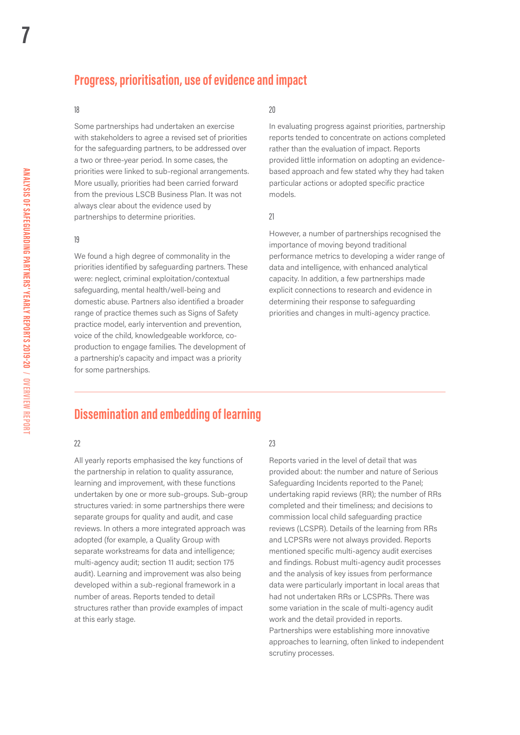## Progress, prioritisation, use of evidence and impact

18

Some partnerships had undertaken an exercise with stakeholders to agree a revised set of priorities for the safeguarding partners, to be addressed over a two or three-year period. In some cases, the priorities were linked to sub-regional arrangements. More usually, priorities had been carried forward from the previous LSCB Business Plan. It was not always clear about the evidence used by partnerships to determine priorities.

19

We found a high degree of commonality in the priorities identified by safeguarding partners. These were: neglect, criminal exploitation/contextual safeguarding, mental health/well-being and domestic abuse. Partners also identified a broader range of practice themes such as Signs of Safety practice model, early intervention and prevention, voice of the child, knowledgeable workforce, co-production to engage families. The development of a partnership's capacity and impact was a priority for some partnerships.

20

In evaluating progress against priorities, partnership reports tended to concentrate on actions completed rather than the evaluation of impact. Reports provided little information on adopting an evidence-based approach and few stated why they had taken particular actions or adopted specific practice models.

21

However, a number of partnerships recognised the importance of moving beyond traditional performance metrics to developing a wider range of data and intelligence, with enhanced analytical capacity. In addition, a few partnerships made explicit connections to research and evidence in determining their response to safeguarding priorities and changes in multi-agency practice.

## Dissemination and embedding of learning

22

All yearly reports emphasised the key functions of the partnership in relation to quality assurance, learning and improvement, with these functions undertaken by one or more sub-groups. Sub-group structures varied: in some partnerships there were separate groups for quality and audit, and case reviews. In others a more integrated approach was adopted (for example, a Quality Group with separate workstreams for data and intelligence; multi-agency audit; section 11 audit; section 175 audit). Learning and improvement was also being developed within a sub-regional framework in a number of areas. Reports tended to detail structures rather than provide examples of impact at this early stage.

23

Reports varied in the level of detail that was provided about: the number and nature of Serious Safeguarding Incidents reported to the Panel; undertaking rapid reviews (RR); the number of RRs completed and their timeliness; and decisions to commission local child safeguarding practice reviews (LCSPR). Details of the learning from RRs and LCPSRs were not always provided. Reports mentioned specific multi-agency audit exercises and findings. Robust multi-agency audit processes and the analysis of key issues from performance data were particularly important in local areas that had not undertaken RRs or LCSPRs. There was some variation in the scale of multi-agency audit work and the detail provided in reports. Partnerships were establishing more innovative approaches to learning, often linked to independent scrutiny processes.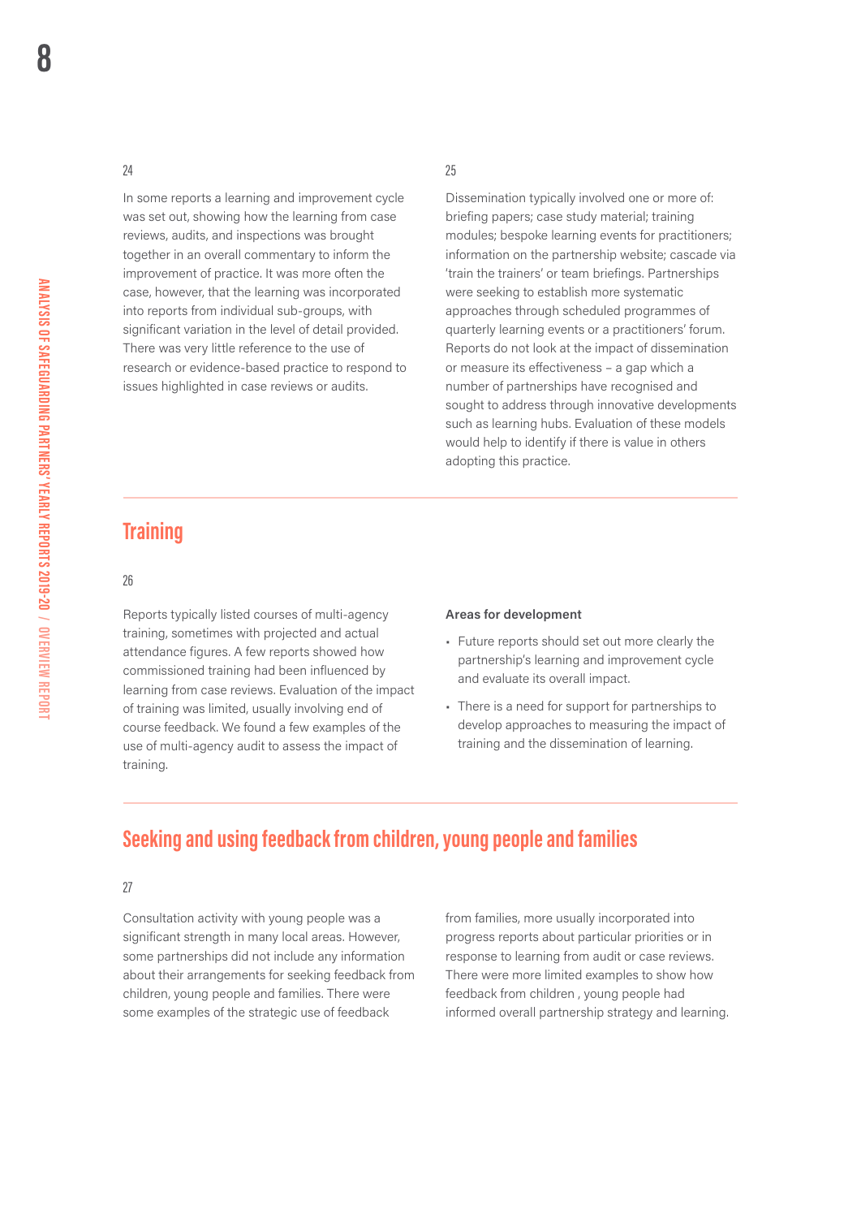24

In some reports a learning and improvement cycle was set out, showing how the learning from case reviews, audits, and inspections was brought together in an overall commentary to inform the improvement of practice. It was more often the case, however, that the learning was incorporated into reports from individual sub-groups, with significant variation in the level of detail provided. There was very little reference to the use of research or evidence-based practice to respond to issues highlighted in case reviews or audits.

25

Dissemination typically involved one or more of: briefing papers; case study material; training modules; bespoke learning events for practitioners; information on the partnership website; cascade via 'train the trainers' or team briefings. Partnerships were seeking to establish more systematic approaches through scheduled programmes of quarterly learning events or a practitioners' forum. Reports do not look at the impact of dissemination or measure its effectiveness – a gap which a number of partnerships have recognised and sought to address through innovative developments such as learning hubs. Evaluation of these models would help to identify if there is value in others adopting this practice.

## Training

26

Reports typically listed courses of multi-agency training, sometimes with projected and actual attendance figures. A few reports showed how commissioned training had been influenced by learning from case reviews. Evaluation of the impact of training was limited, usually involving end of course feedback. We found a few examples of the use of multi-agency audit to assess the impact of training.

**Areas for development**

- Future reports should set out more clearly the partnership's learning and improvement cycle and evaluate its overall impact.
- There is a need for support for partnerships to develop approaches to measuring the impact of training and the dissemination of learning.

## Seeking and using feedback from children, young people and families

27

Consultation activity with young people was a significant strength in many local areas. However, some partnerships did not include any information about their arrangements for seeking feedback from children, young people and families. There were some examples of the strategic use of feedback from families, more usually incorporated into progress reports about particular priorities or in response to learning from audit or case reviews. There were more limited examples to show how feedback from children , young people had informed overall partnership strategy and learning.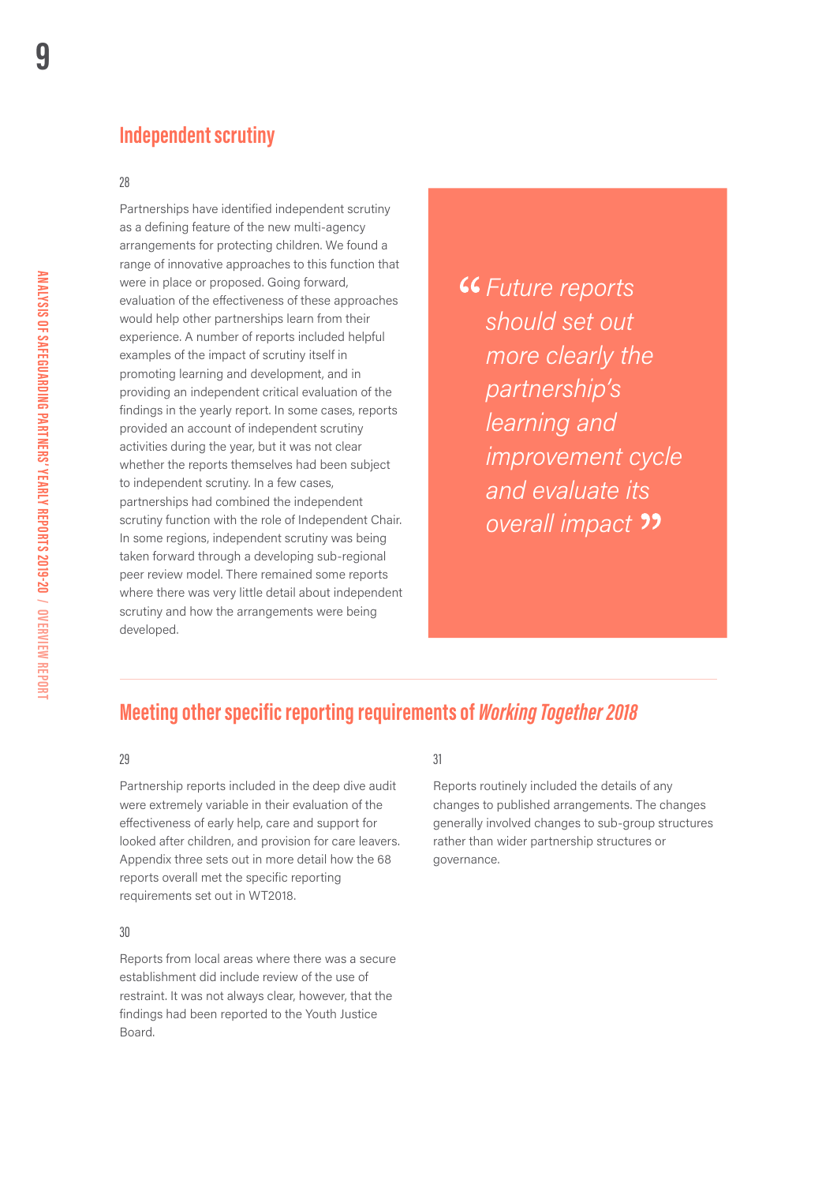## Independent scrutiny

28

Partnerships have identified independent scrutiny as a defining feature of the new multi-agency arrangements for protecting children. We found a range of innovative approaches to this function that were in place or proposed. Going forward, evaluation of the effectiveness of these approaches would help other partnerships learn from their experience. A number of reports included helpful examples of the impact of scrutiny itself in promoting learning and development, and in providing an independent critical evaluation of the findings in the yearly report. In some cases, reports provided an account of independent scrutiny activities during the year, but it was not clear whether the reports themselves had been subject to independent scrutiny. In a few cases, partnerships had combined the independent scrutiny function with the role of Independent Chair. In some regions, independent scrutiny was being taken forward through a developing sub-regional peer review model. There remained some reports where there was very little detail about independent scrutiny and how the arrangements were being developed.

> *"Future reports should set out more clearly the partnership's learning and improvement cycle and evaluate its overall impact"*

## Meeting other specific reporting requirements of *Working Together 2018*

29

Partnership reports included in the deep dive audit were extremely variable in their evaluation of the effectiveness of early help, care and support for looked after children, and provision for care leavers. Appendix three sets out in more detail how the 68 reports overall met the specific reporting requirements set out in WT2018.

30

Reports from local areas where there was a secure establishment did include review of the use of restraint. It was not always clear, however, that the findings had been reported to the Youth Justice Board.

31

Reports routinely included the details of any changes to published arrangements. The changes generally involved changes to sub-group structures rather than wider partnership structures or governance.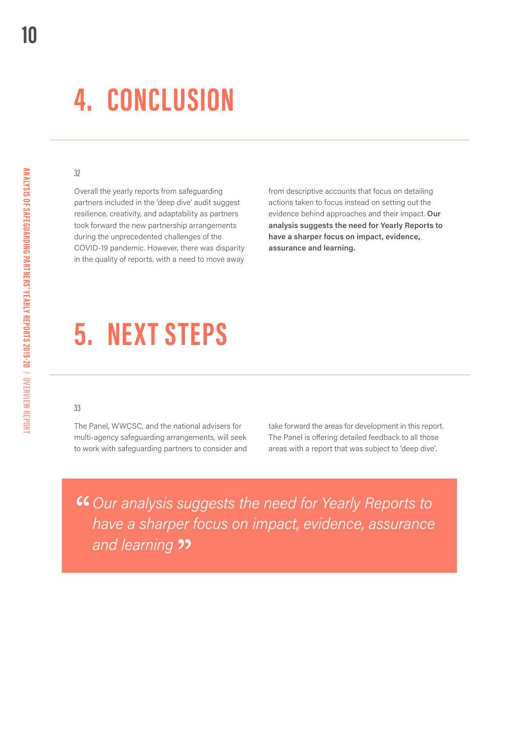# 4. CONCLUSION

32

Overall the yearly reports from safeguarding partners included in the 'deep dive' audit suggest resilience, creativity, and adaptability as partners took forward the new partnership arrangements during the unprecedented challenges of the COVID-19 pandemic. However, there was disparity in the quality of reports, with a need to move away from descriptive accounts that focus on detailing actions taken to focus instead on setting out the evidence behind approaches and their impact. **Our analysis suggests the need for Yearly Reports to have a sharper focus on impact, evidence, assurance and learning.**

# 5. NEXT STEPS

33

The Panel, WWCSC, and the national advisers for multi-agency safeguarding arrangements, will seek to work with safeguarding partners to consider and take forward the areas for development in this report. The Panel is offering detailed feedback to all those areas with a report that was subject to 'deep dive'.

> *"Our analysis suggests the need for Yearly Reports to have a sharper focus on impact, evidence, assurance and learning"*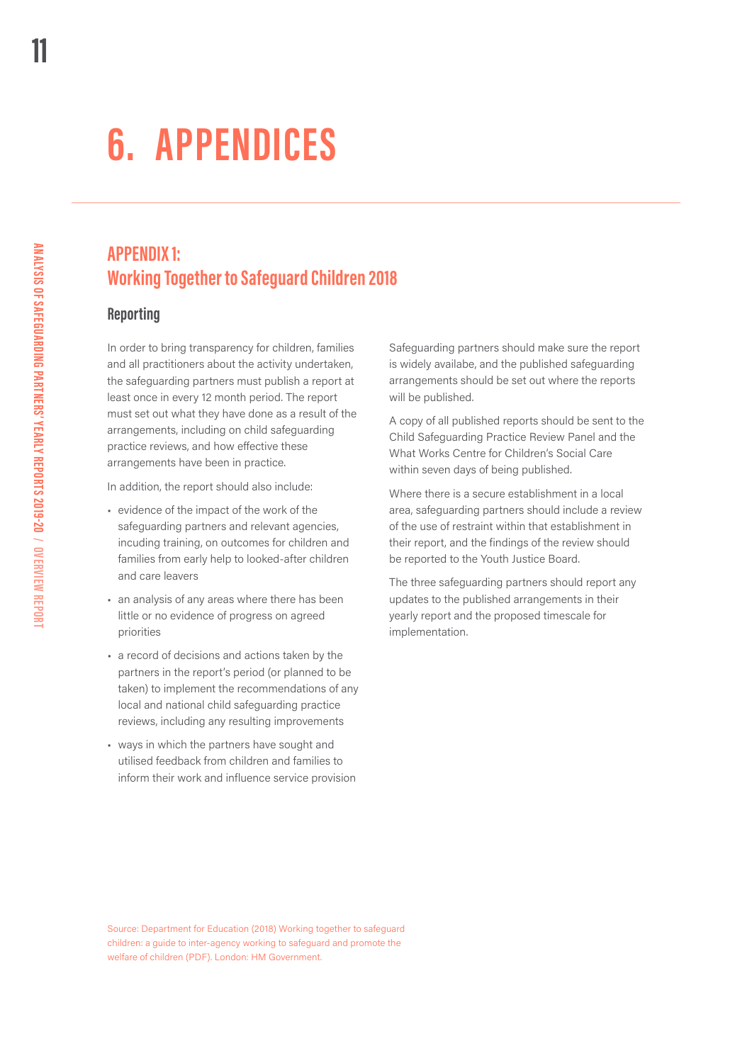# 6. APPENDICES

## APPENDIX 1: Working Together to Safeguard Children 2018

### Reporting

In order to bring transparency for children, families and all practitioners about the activity undertaken, the safeguarding partners must publish a report at least once in every 12 month period. The report must set out what they have done as a result of the arrangements, including on child safeguarding practice reviews, and how effective these arrangements have been in practice.

In addition, the report should also include:

- evidence of the impact of the work of the safeguarding partners and relevant agencies, incuding training, on outcomes for children and families from early help to looked-after children and care leavers
- an analysis of any areas where there has been little or no evidence of progress on agreed priorities
- a record of decisions and actions taken by the partners in the report's period (or planned to be taken) to implement the recommendations of any local and national child safeguarding practice reviews, including any resulting improvements
- ways in which the partners have sought and utilised feedback from children and families to inform their work and influence service provision

Safeguarding partners should make sure the report is widely availabe, and the published safeguarding arrangements should be set out where the reports will be published.

A copy of all published reports should be sent to the Child Safeguarding Practice Review Panel and the What Works Centre for Children's Social Care within seven days of being published.

Where there is a secure establishment in a local area, safeguarding partners should include a review of the use of restraint within that establishment in their report, and the findings of the review should be reported to the Youth Justice Board.

The three safeguarding partners should report any updates to the published arrangements in their yearly report and the proposed timescale for implementation.

Source: Department for Education (2018) Working together to safeguard children: a guide to inter-agency working to safeguard and promote the welfare of children (PDF). London: HM Government.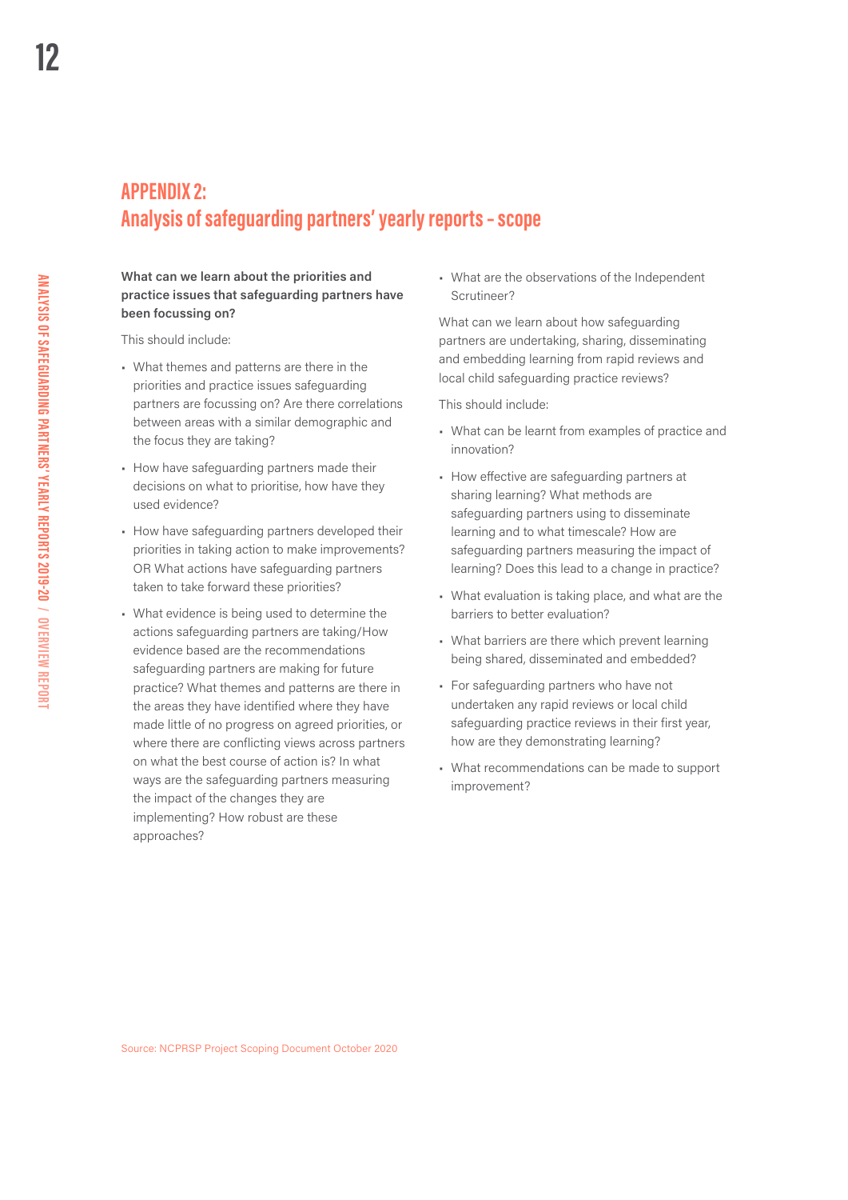## APPENDIX 2:
## Analysis of safeguarding partners' yearly reports - scope

**What can we learn about the priorities and practice issues that safeguarding partners have been focussing on?**

This should include:

- What themes and patterns are there in the priorities and practice issues safeguarding partners are focussing on? Are there correlations between areas with a similar demographic and the focus they are taking?
- How have safeguarding partners made their decisions on what to prioritise, how have they used evidence?
- How have safeguarding partners developed their priorities in taking action to make improvements? OR What actions have safeguarding partners taken to take forward these priorities?
- What evidence is being used to determine the actions safeguarding partners are taking/How evidence based are the recommendations safeguarding partners are making for future practice? What themes and patterns are there in the areas they have identified where they have made little of no progress on agreed priorities, or where there are conflicting views across partners on what the best course of action is? In what ways are the safeguarding partners measuring the impact of the changes they are implementing? How robust are these approaches?
- What are the observations of the Independent Scrutineer?

What can we learn about how safeguarding partners are undertaking, sharing, disseminating and embedding learning from rapid reviews and local child safeguarding practice reviews?

This should include:

- What can be learnt from examples of practice and innovation?
- How effective are safeguarding partners at sharing learning? What methods are safeguarding partners using to disseminate learning and to what timescale? How are safeguarding partners measuring the impact of learning? Does this lead to a change in practice?
- What evaluation is taking place, and what are the barriers to better evaluation?
- What barriers are there which prevent learning being shared, disseminated and embedded?
- For safeguarding partners who have not undertaken any rapid reviews or local child safeguarding practice reviews in their first year, how are they demonstrating learning?
- What recommendations can be made to support improvement?

Source: NCPRSP Project Scoping Document October 2020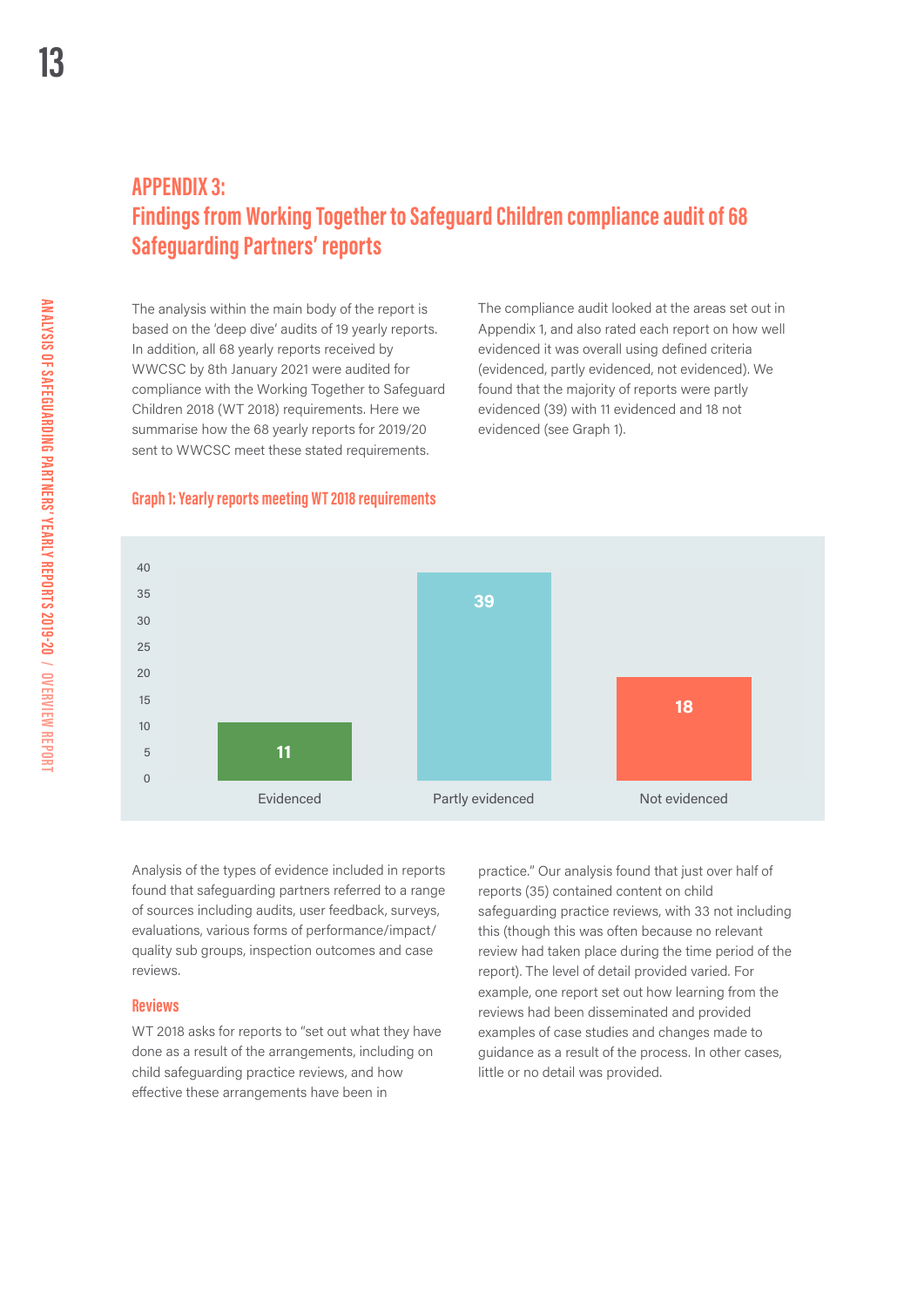## APPENDIX 3:
## Findings from Working Together to Safeguard Children compliance audit of 68 Safeguarding Partners' reports

The analysis within the main body of the report is based on the 'deep dive' audits of 19 yearly reports. In addition, all 68 yearly reports received by WWCSC by 8th January 2021 were audited for compliance with the Working Together to Safeguard Children 2018 (WT 2018) requirements. Here we summarise how the 68 yearly reports for 2019/20 sent to WWCSC meet these stated requirements.

The compliance audit looked at the areas set out in Appendix 1, and also rated each report on how well evidenced it was overall using defined criteria (evidenced, partly evidenced, not evidenced). We found that the majority of reports were partly evidenced (39) with 11 evidenced and 18 not evidenced (see Graph 1).

#### Graph 1: Yearly reports meeting WT 2018 requirements

| Category | Number of reports |
|---|---|
| Evidenced | 11 |
| Partly evidenced | 39 |
| Not evidenced | 18 |

Analysis of the types of evidence included in reports found that safeguarding partners referred to a range of sources including audits, user feedback, surveys, evaluations, various forms of performance/impact/quality sub groups, inspection outcomes and case reviews.

### Reviews

WT 2018 asks for reports to "set out what they have done as a result of the arrangements, including on child safeguarding practice reviews, and how effective these arrangements have been in practice." Our analysis found that just over half of reports (35) contained content on child safeguarding practice reviews, with 33 not including this (though this was often because no relevant review had taken place during the time period of the report). The level of detail provided varied. For example, one report set out how learning from the reviews had been disseminated and provided examples of case studies and changes made to guidance as a result of the process. In other cases, little or no detail was provided.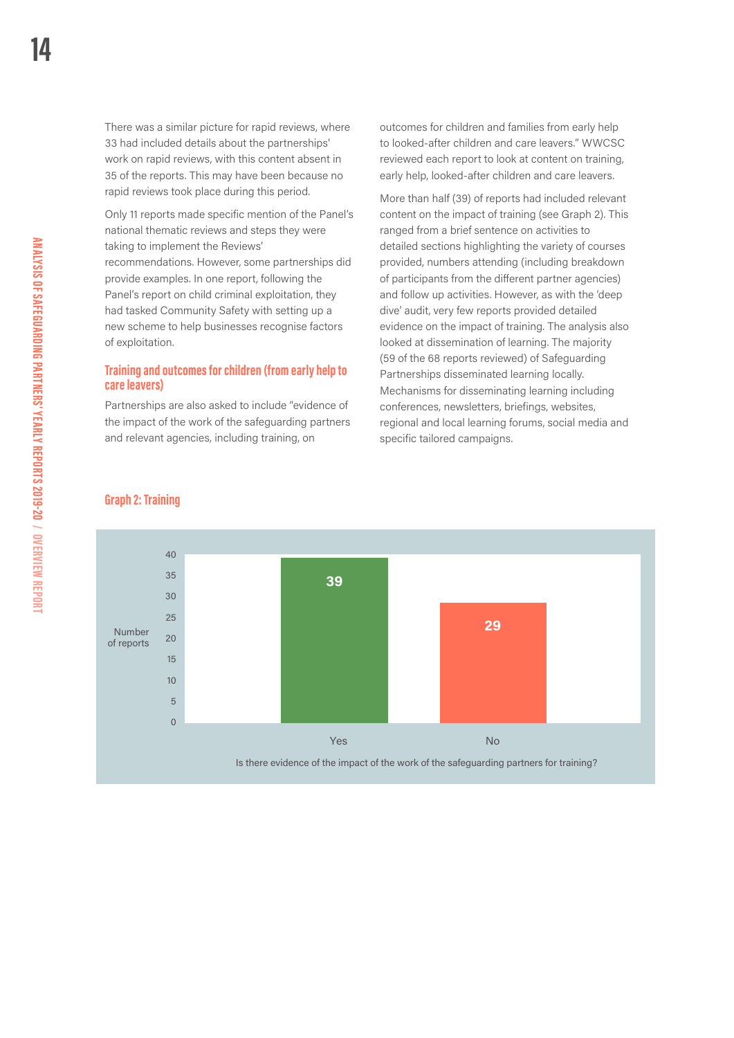There was a similar picture for rapid reviews, where 33 had included details about the partnerships' work on rapid reviews, with this content absent in 35 of the reports. This may have been because no rapid reviews took place during this period.

Only 11 reports made specific mention of the Panel's national thematic reviews and steps they were taking to implement the Reviews' recommendations. However, some partnerships did provide examples. In one report, following the Panel's report on child criminal exploitation, they had tasked Community Safety with setting up a new scheme to help businesses recognise factors of exploitation.

### Training and outcomes for children (from early help to care leavers)

Partnerships are also asked to include "evidence of the impact of the work of the safeguarding partners and relevant agencies, including training, on outcomes for children and families from early help to looked-after children and care leavers." WWCSC reviewed each report to look at content on training, early help, looked-after children and care leavers.

More than half (39) of reports had included relevant content on the impact of training (see Graph 2). This ranged from a brief sentence on activities to detailed sections highlighting the variety of courses provided, numbers attending (including breakdown of participants from the different partner agencies) and follow up activities. However, as with the 'deep dive' audit, very few reports provided detailed evidence on the impact of training. The analysis also looked at dissemination of learning. The majority (59 of the 68 reports reviewed) of Safeguarding Partnerships disseminated learning locally. Mechanisms for disseminating learning including conferences, newsletters, briefings, websites, regional and local learning forums, social media and specific tailored campaigns.

### Graph 2: Training

| Is there evidence of the impact of the work of the safeguarding partners for training? | Number of reports |
|---|---|
| Yes | 39 |
| No | 29 |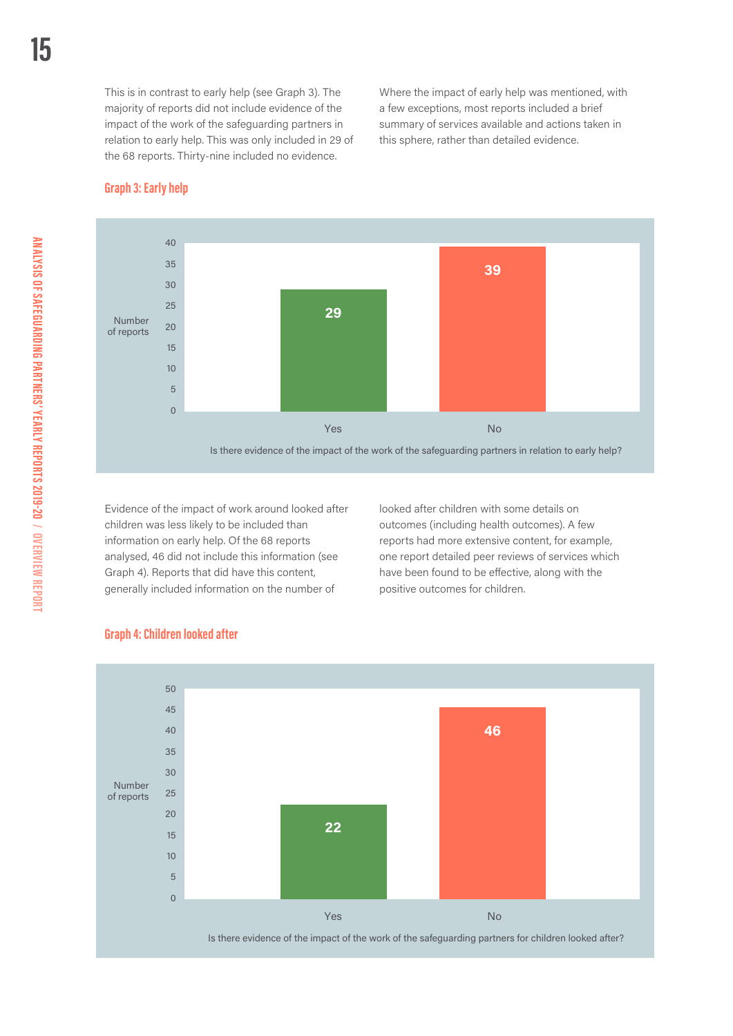This is in contrast to early help (see Graph 3). The majority of reports did not include evidence of the impact of the work of the safeguarding partners in relation to early help. This was only included in 29 of the 68 reports. Thirty-nine included no evidence.

Where the impact of early help was mentioned, with a few exceptions, most reports included a brief summary of services available and actions taken in this sphere, rather than detailed evidence.

### Graph 3: Early help

| Is there evidence of the impact of the work of the safeguarding partners in relation to early help? | Number of reports |
|---|---|
| Yes | 29 |
| No | 39 |

Evidence of the impact of work around looked after children was less likely to be included than information on early help. Of the 68 reports analysed, 46 did not include this information (see Graph 4). Reports that did have this content, generally included information on the number of looked after children with some details on outcomes (including health outcomes). A few reports had more extensive content, for example, one report detailed peer reviews of services which have been found to be effective, along with the positive outcomes for children.

### Graph 4: Children looked after

| Is there evidence of the impact of the work of the safeguarding partners for children looked after? | Number of reports |
|---|---|
| Yes | 22 |
| No | 46 |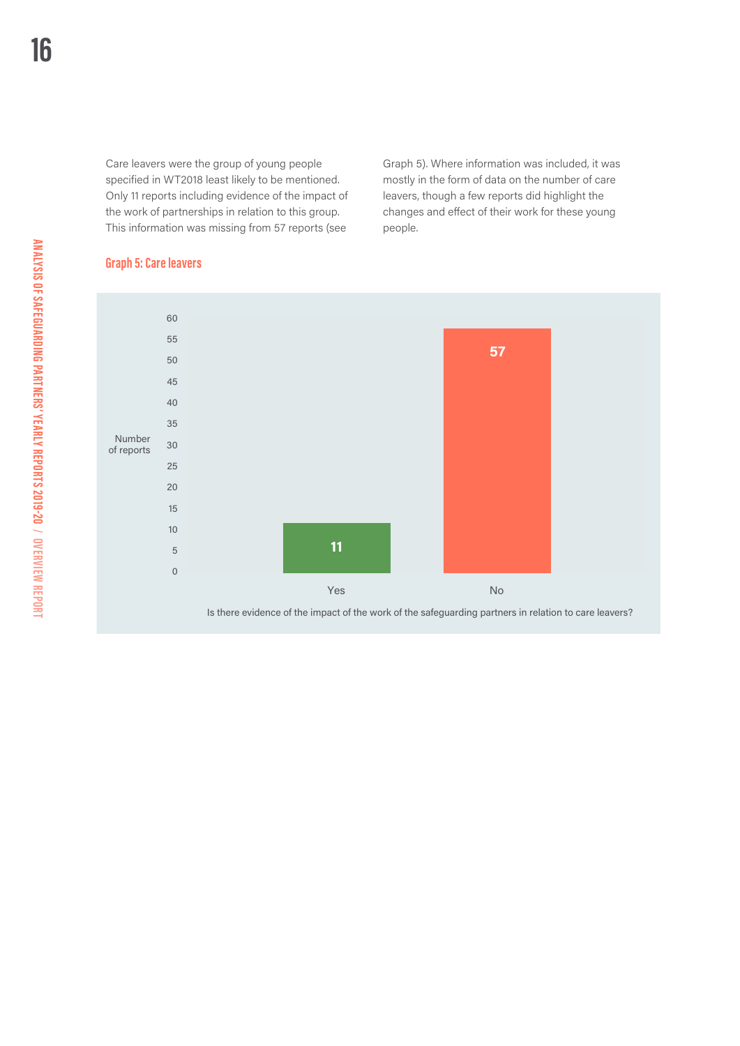Care leavers were the group of young people specified in WT2018 least likely to be mentioned. Only 11 reports including evidence of the impact of the work of partnerships in relation to this group. This information was missing from 57 reports (see Graph 5). Where information was included, it was mostly in the form of data on the number of care leavers, though a few reports did highlight the changes and effect of their work for these young people.

### Graph 5: Care leavers

| Is there evidence of the impact of the work of the safeguarding partners in relation to care leavers? | Number of reports |
|---|---|
| Yes | 11 |
| No | 57 |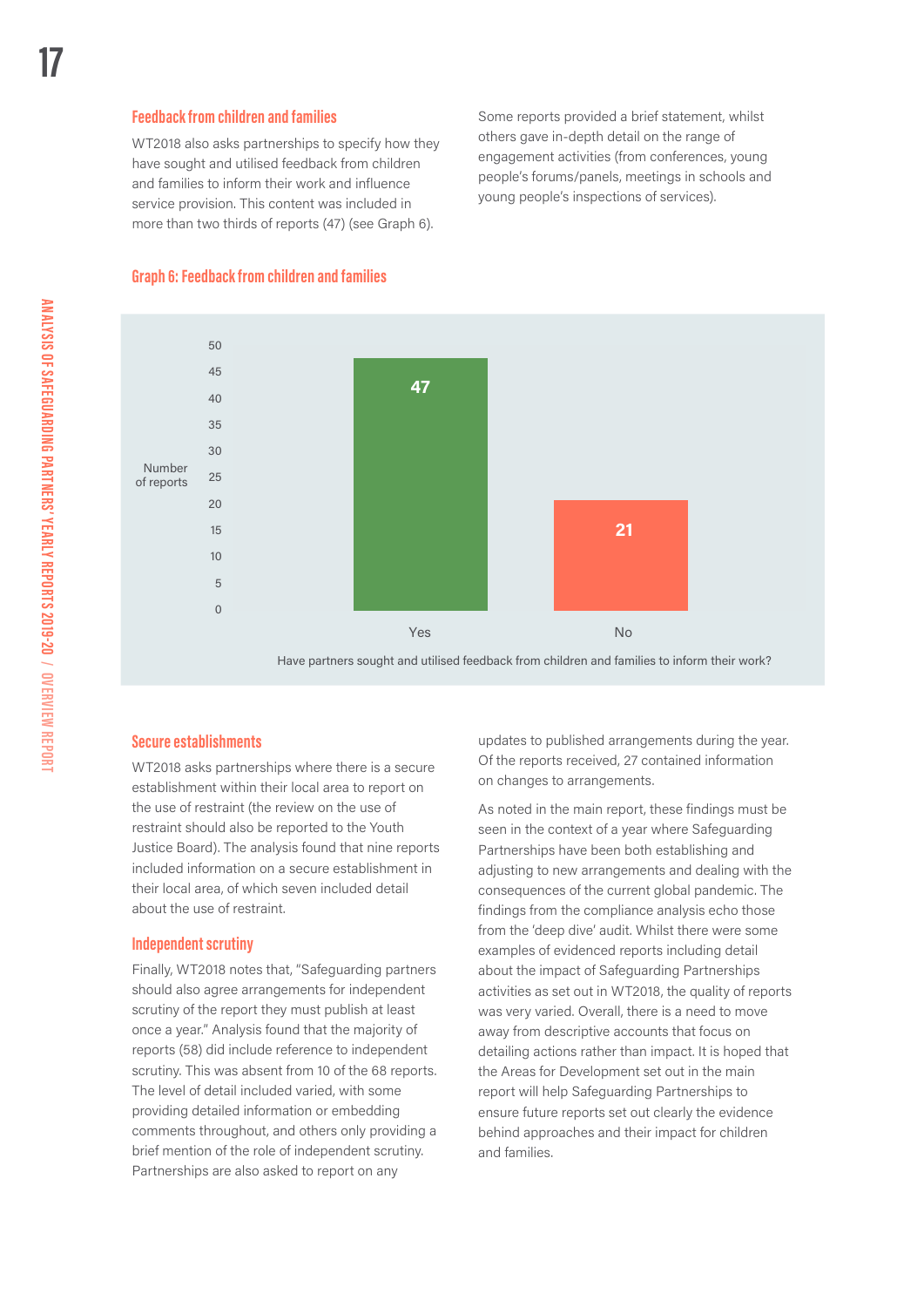## Feedback from children and families

WT2018 also asks partnerships to specify how they have sought and utilised feedback from children and families to inform their work and influence service provision. This content was included in more than two thirds of reports (47) (see Graph 6).

Some reports provided a brief statement, whilst others gave in-depth detail on the range of engagement activities (from conferences, young people's forums/panels, meetings in schools and young people's inspections of services).

### Graph 6: Feedback from children and families

| Have partners sought and utilised feedback from children and families to inform their work? | Number of reports |
| --- | --- |
| Yes | 47 |
| No | 21 |

## Secure establishments

WT2018 asks partnerships where there is a secure establishment within their local area to report on the use of restraint (the review on the use of restraint should also be reported to the Youth Justice Board). The analysis found that nine reports included information on a secure establishment in their local area, of which seven included detail about the use of restraint.

## Independent scrutiny

Finally, WT2018 notes that, "Safeguarding partners should also agree arrangements for independent scrutiny of the report they must publish at least once a year." Analysis found that the majority of reports (58) did include reference to independent scrutiny. This was absent from 10 of the 68 reports. The level of detail included varied, with some providing detailed information or embedding comments throughout, and others only providing a brief mention of the role of independent scrutiny. Partnerships are also asked to report on any updates to published arrangements during the year. Of the reports received, 27 contained information on changes to arrangements.

As noted in the main report, these findings must be seen in the context of a year where Safeguarding Partnerships have been both establishing and adjusting to new arrangements and dealing with the consequences of the current global pandemic. The findings from the compliance analysis echo those from the 'deep dive' audit. Whilst there were some examples of evidenced reports including detail about the impact of Safeguarding Partnerships activities as set out in WT2018, the quality of reports was very varied. Overall, there is a need to move away from descriptive accounts that focus on detailing actions rather than impact. It is hoped that the Areas for Development set out in the main report will help Safeguarding Partnerships to ensure future reports set out clearly the evidence behind approaches and their impact for children and families.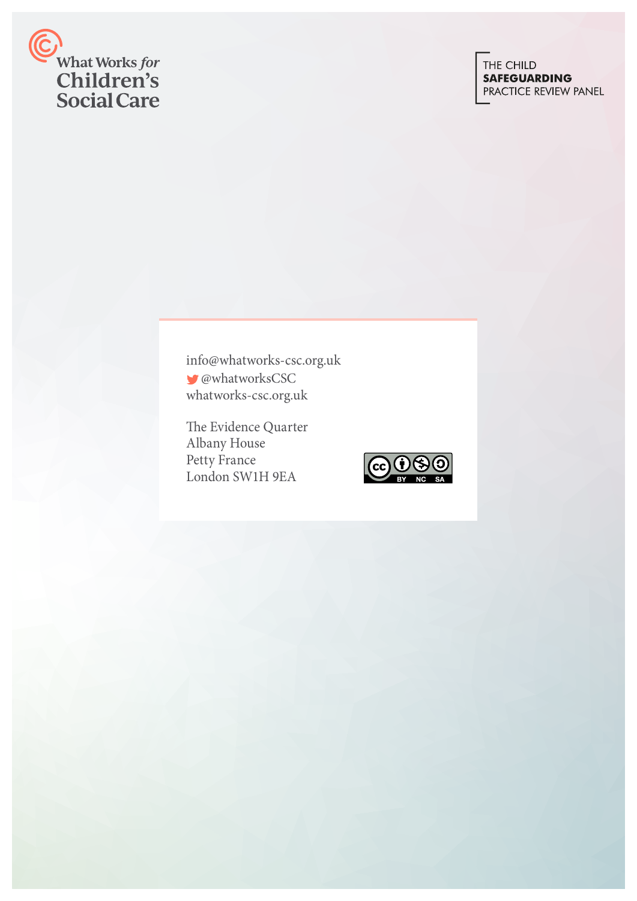What Works *for* Children's Social Care

THE CHILD **SAFEGUARDING** PRACTICE REVIEW PANEL

info@whatworks-csc.org.uk
@whatworksCSC
whatworks-csc.org.uk

The Evidence Quarter
Albany House
Petty France
London SW1H 9EA

BY NC SA